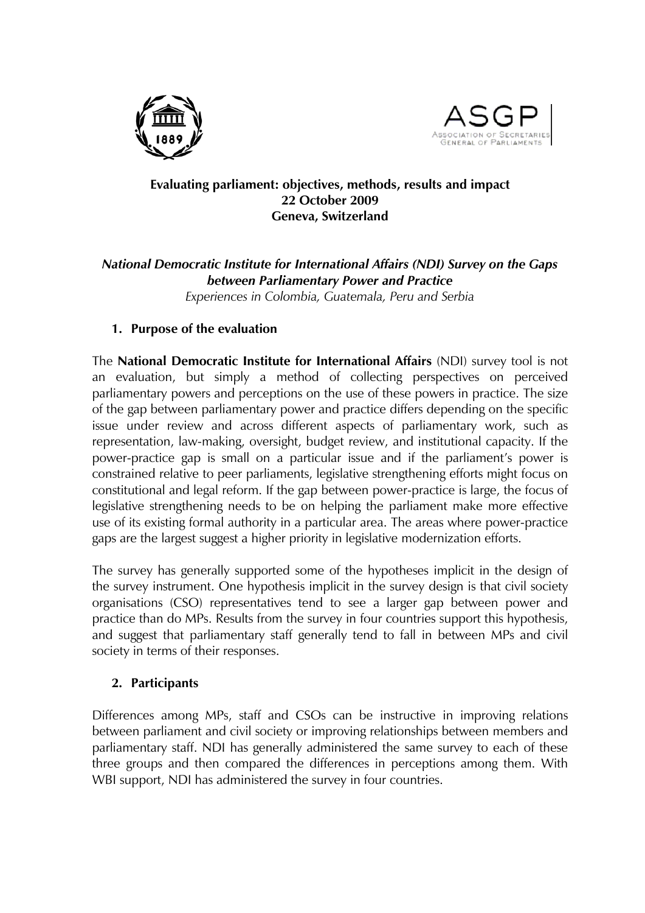**Evaluating parliament: objectives, methods, results and impact**
**22 October 2009**
**Geneva, Switzerland**

***National Democratic Institute for International Affairs (NDI) Survey on the Gaps between Parliamentary Power and Practice***

*Experiences in Colombia, Guatemala, Peru and Serbia*

## 1. Purpose of the evaluation

The **National Democratic Institute for International Affairs** (NDI) survey tool is not an evaluation, but simply a method of collecting perspectives on perceived parliamentary powers and perceptions on the use of these powers in practice. The size of the gap between parliamentary power and practice differs depending on the specific issue under review and across different aspects of parliamentary work, such as representation, law-making, oversight, budget review, and institutional capacity. If the power-practice gap is small on a particular issue and if the parliament's power is constrained relative to peer parliaments, legislative strengthening efforts might focus on constitutional and legal reform. If the gap between power-practice is large, the focus of legislative strengthening needs to be on helping the parliament make more effective use of its existing formal authority in a particular area. The areas where power-practice gaps are the largest suggest a higher priority in legislative modernization efforts.

The survey has generally supported some of the hypotheses implicit in the design of the survey instrument. One hypothesis implicit in the survey design is that civil society organisations (CSO) representatives tend to see a larger gap between power and practice than do MPs. Results from the survey in four countries support this hypothesis, and suggest that parliamentary staff generally tend to fall in between MPs and civil society in terms of their responses.

## 2. Participants

Differences among MPs, staff and CSOs can be instructive in improving relations between parliament and civil society or improving relationships between members and parliamentary staff. NDI has generally administered the same survey to each of these three groups and then compared the differences in perceptions among them. With WBI support, NDI has administered the survey in four countries.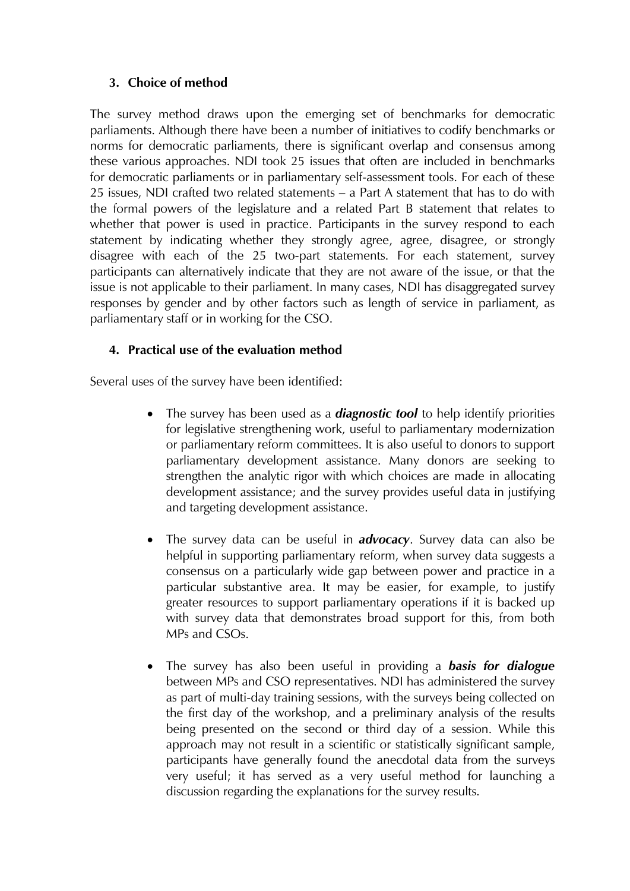### 3. Choice of method

The survey method draws upon the emerging set of benchmarks for democratic parliaments. Although there have been a number of initiatives to codify benchmarks or norms for democratic parliaments, there is significant overlap and consensus among these various approaches. NDI took 25 issues that often are included in benchmarks for democratic parliaments or in parliamentary self-assessment tools. For each of these 25 issues, NDI crafted two related statements – a Part A statement that has to do with the formal powers of the legislature and a related Part B statement that relates to whether that power is used in practice. Participants in the survey respond to each statement by indicating whether they strongly agree, agree, disagree, or strongly disagree with each of the 25 two-part statements. For each statement, survey participants can alternatively indicate that they are not aware of the issue, or that the issue is not applicable to their parliament. In many cases, NDI has disaggregated survey responses by gender and by other factors such as length of service in parliament, as parliamentary staff or in working for the CSO.

### 4. Practical use of the evaluation method

Several uses of the survey have been identified:

- The survey has been used as a ***diagnostic tool*** to help identify priorities for legislative strengthening work, useful to parliamentary modernization or parliamentary reform committees. It is also useful to donors to support parliamentary development assistance. Many donors are seeking to strengthen the analytic rigor with which choices are made in allocating development assistance; and the survey provides useful data in justifying and targeting development assistance.

- The survey data can be useful in ***advocacy***. Survey data can also be helpful in supporting parliamentary reform, when survey data suggests a consensus on a particularly wide gap between power and practice in a particular substantive area. It may be easier, for example, to justify greater resources to support parliamentary operations if it is backed up with survey data that demonstrates broad support for this, from both MPs and CSOs.

- The survey has also been useful in providing a ***basis for dialogue*** between MPs and CSO representatives. NDI has administered the survey as part of multi-day training sessions, with the surveys being collected on the first day of the workshop, and a preliminary analysis of the results being presented on the second or third day of a session. While this approach may not result in a scientific or statistically significant sample, participants have generally found the anecdotal data from the surveys very useful; it has served as a very useful method for launching a discussion regarding the explanations for the survey results.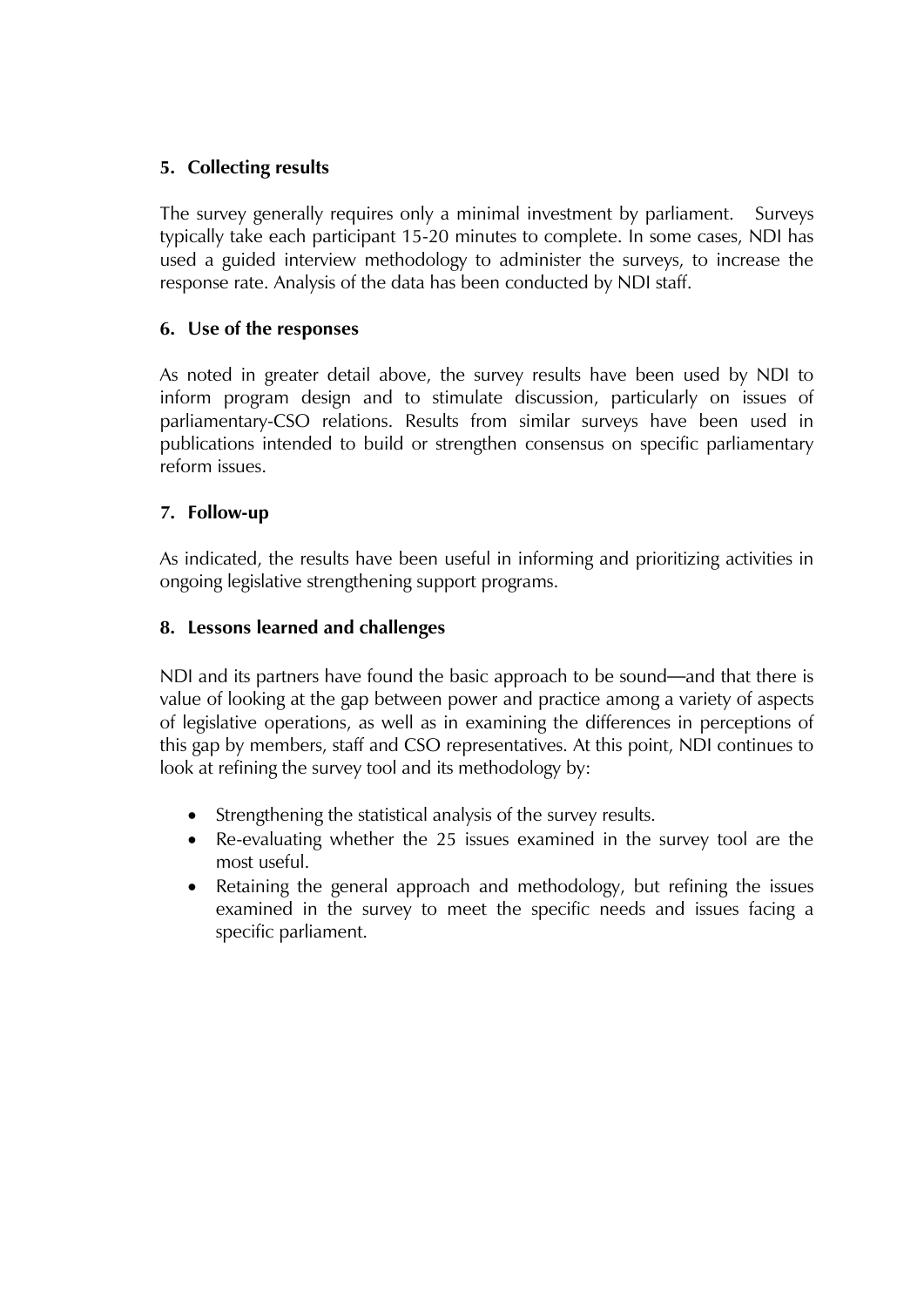### 5. Collecting results

The survey generally requires only a minimal investment by parliament. Surveys typically take each participant 15-20 minutes to complete. In some cases, NDI has used a guided interview methodology to administer the surveys, to increase the response rate. Analysis of the data has been conducted by NDI staff.

### 6. Use of the responses

As noted in greater detail above, the survey results have been used by NDI to inform program design and to stimulate discussion, particularly on issues of parliamentary-CSO relations. Results from similar surveys have been used in publications intended to build or strengthen consensus on specific parliamentary reform issues.

### 7. Follow-up

As indicated, the results have been useful in informing and prioritizing activities in ongoing legislative strengthening support programs.

### 8. Lessons learned and challenges

NDI and its partners have found the basic approach to be sound—and that there is value of looking at the gap between power and practice among a variety of aspects of legislative operations, as well as in examining the differences in perceptions of this gap by members, staff and CSO representatives. At this point, NDI continues to look at refining the survey tool and its methodology by:

- Strengthening the statistical analysis of the survey results.
- Re-evaluating whether the 25 issues examined in the survey tool are the most useful.
- Retaining the general approach and methodology, but refining the issues examined in the survey to meet the specific needs and issues facing a specific parliament.